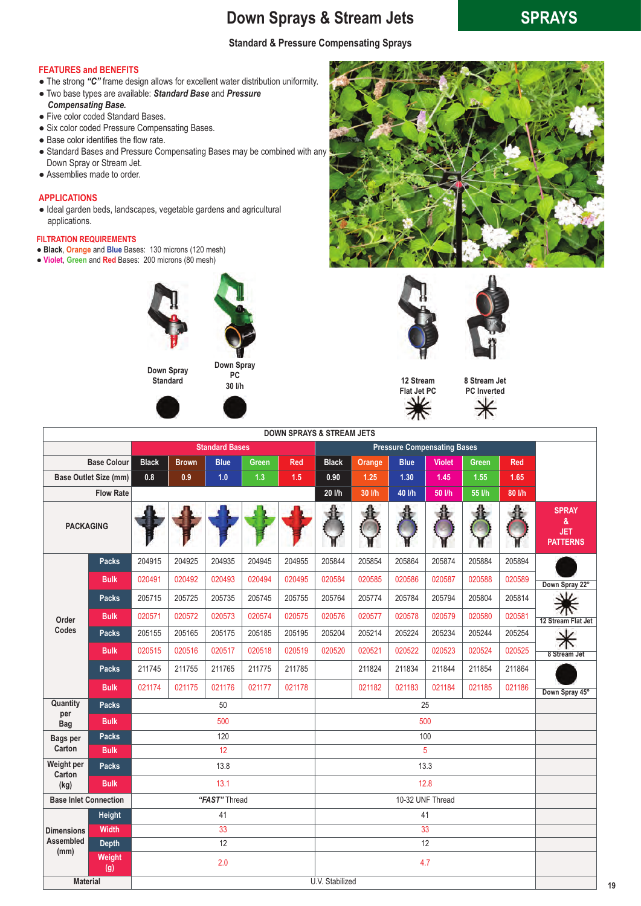# Down Sprays & Stream Jets

SPRAYS

### Standard & Pressure Compensating Sprays

## FEATURES and BENEFITS

- The strong ***"C"*** frame design allows for excellent water distribution uniformity.
- Two base types are available: ***Standard Base*** and ***Pressure Compensating Base.***
- Five color coded Standard Bases.
- Six color coded Pressure Compensating Bases.
- Base color identifies the flow rate.
- Standard Bases and Pressure Compensating Bases may be combined with any Down Spray or Stream Jet.
- Assemblies made to order.

## APPLICATIONS

- Ideal garden beds, landscapes, vegetable gardens and agricultural applications.

## FILTRATION REQUIREMENTS

- **Black**, **Orange** and **Blue** Bases: 130 microns (120 mesh)
- **Violet**, **Green** and **Red** Bases: 200 microns (80 mesh)

Down Spray Standard

Down Spray PC 30 l/h

12 Stream Flat Jet PC

8 Stream Jet PC Inverted

**DOWN SPRAYS & STREAM JETS**

| | | Standard Bases | | | | | Pressure Compensating Bases | | | | | | Spray & Jet Patterns |
|---|---|---|---|---|---|---|---|---|---|---|---|---|---|
| | Base Colour | Black | Brown | Blue | Green | Red | Black | Orange | Blue | Violet | Green | Red | |
| | Base Outlet Size (mm) | 0.8 | 0.9 | 1.0 | 1.3 | 1.5 | 0.90 | 1.25 | 1.30 | 1.45 | 1.55 | 1.65 | |
| | Flow Rate | | | | | | 20 l/h | 30 l/h | 40 l/h | 50 l/h | 55 l/h | 80 l/h | |
| PACKAGING | | | | | | | | | | | | | |
| Order Codes | Packs | 204915 | 204925 | 204935 | 204945 | 204955 | 205844 | 205854 | 205864 | 205874 | 205884 | 205894 | Down Spray 22° |
| | Bulk | 020491 | 020492 | 020493 | 020494 | 020495 | 020584 | 020585 | 020586 | 020587 | 020588 | 020589 | |
| | Packs | 205715 | 205725 | 205735 | 205745 | 205755 | 205764 | 205774 | 205784 | 205794 | 205804 | 205814 | 12 Stream Flat Jet |
| | Bulk | 020571 | 020572 | 020573 | 020574 | 020575 | 020576 | 020577 | 020578 | 020579 | 020580 | 020581 | |
| | Packs | 205155 | 205165 | 205175 | 205185 | 205195 | 205204 | 205214 | 205224 | 205234 | 205244 | 205254 | 8 Stream Jet |
| | Bulk | 020515 | 020516 | 020517 | 020518 | 020519 | 020520 | 020521 | 020522 | 020523 | 020524 | 020525 | |
| | Packs | 211745 | 211755 | 211765 | 211775 | 211785 | | 211824 | 211834 | 211844 | 211854 | 211864 | Down Spray 45° |
| | Bulk | 021174 | 021175 | 021176 | 021177 | 021178 | | 021182 | 021183 | 021184 | 021185 | 021186 | |
| Quantity per Bag | Packs | 50 | | | | | 25 | | | | | | |
| | Bulk | 500 | | | | | 500 | | | | | | |
| Bags per Carton | Packs | 120 | | | | | 100 | | | | | | |
| | Bulk | 12 | | | | | 5 | | | | | | |
| Weight per Carton (kg) | Packs | 13.8 | | | | | 13.3 | | | | | | |
| | Bulk | 13.1 | | | | | 12.8 | | | | | | |
| Base Inlet Connection | | *"FAST"* Thread | | | | | 10-32 UNF Thread | | | | | | |
| Dimensions Assembled (mm) | Height | 41 | | | | | 41 | | | | | | |
| | Width | 33 | | | | | 33 | | | | | | |
| | Depth | 12 | | | | | 12 | | | | | | |
| | Weight (g) | 2.0 | | | | | 4.7 | | | | | | |
| Material | | U.V. Stabilized | | | | | | | | | | | |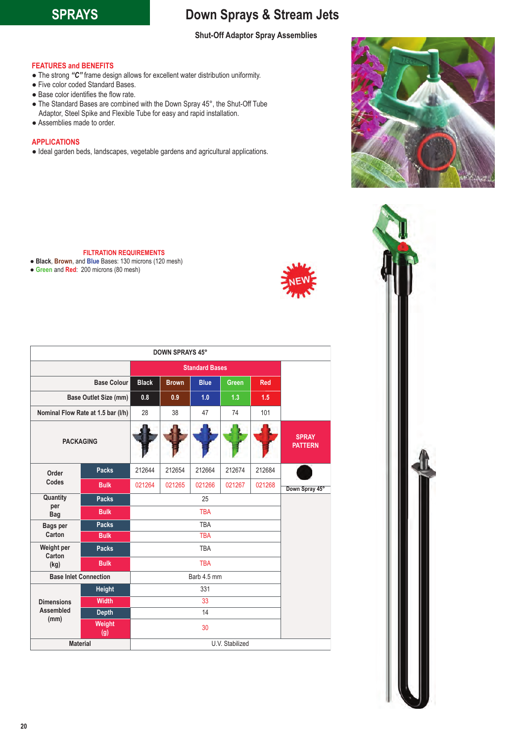# SPRAYS

# Down Sprays & Stream Jets

### Shut-Off Adaptor Spray Assemblies

## FEATURES and BENEFITS

- The strong **"C"** frame design allows for excellent water distribution uniformity.
- Five color coded Standard Bases.
- Base color identifies the flow rate.
- The Standard Bases are combined with the Down Spray 45°, the Shut-Off Tube Adaptor, Steel Spike and Flexible Tube for easy and rapid installation.
- Assemblies made to order.

## APPLICATIONS

- Ideal garden beds, landscapes, vegetable gardens and agricultural applications.

## FILTRATION REQUIREMENTS

- **Black**, **Brown**, and **Blue** Bases: 130 microns (120 mesh)
- **Green** and **Red**: 200 microns (80 mesh)

NEW

| DOWN SPRAYS 45° | | | | | | | |
|---|---|---|---|---|---|---|---|
| | | Standard Bases | | | | | |
| Base Colour | | Black | Brown | Blue | Green | Red | |
| Base Outlet Size (mm) | | 0.8 | 0.9 | 1.0 | 1.3 | 1.5 | |
| Nominal Flow Rate at 1.5 bar (l/h) | | 28 | 38 | 47 | 74 | 101 | |
| PACKAGING | | | | | | | SPRAY PATTERN |
| Order Codes | Packs | 212644 | 212654 | 212664 | 212674 | 212684 | Down Spray 45° |
| | Bulk | 021264 | 021265 | 021266 | 021267 | 021268 | |
| Quantity per Bag | Packs | 25 | | | | | |
| | Bulk | TBA | | | | | |
| Bags per Carton | Packs | TBA | | | | | |
| | Bulk | TBA | | | | | |
| Weight per Carton (kg) | Packs | TBA | | | | | |
| | Bulk | TBA | | | | | |
| Base Inlet Connection | | Barb 4.5 mm | | | | | |
| Dimensions Assembled (mm) | Height | 331 | | | | | |
| | Width | 33 | | | | | |
| | Depth | 14 | | | | | |
| | Weight (g) | 30 | | | | | |
| Material | | U.V. Stabilized | | | | | |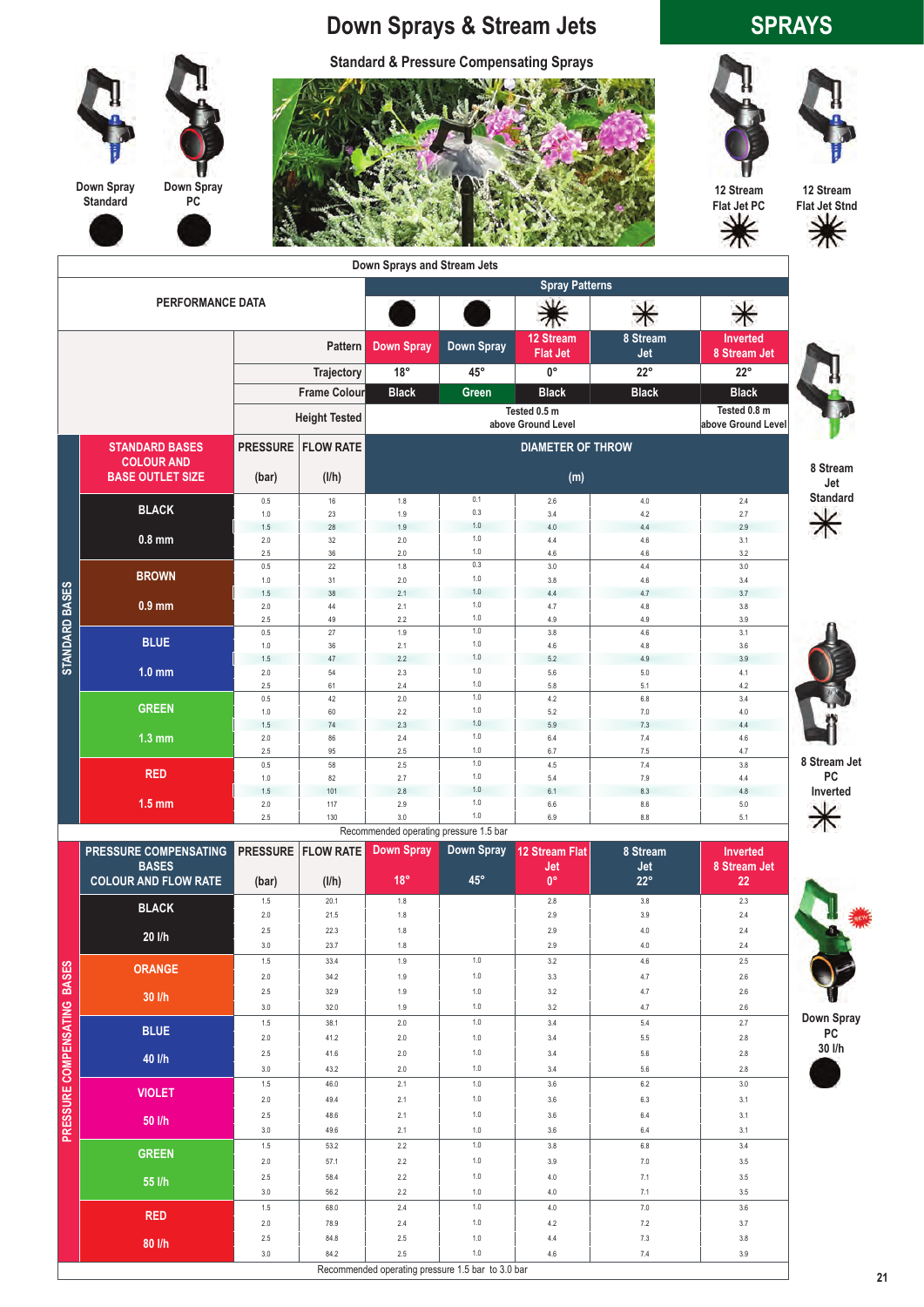# Down Sprays & Stream Jets

## SPRAYS

### Standard & Pressure Compensating Sprays

Down Spray Standard

Down Spray PC

12 Stream Flat Jet PC

12 Stream Flat Jet Stnd

Down Sprays and Stream Jets

| PERFORMANCE DATA | | | Spray Patterns | | | | |
|---|---|---|---|---|---|---|---|
| | | Pattern | Down Spray | Down Spray | 12 Stream Flat Jet | 8 Stream Jet | Inverted 8 Stream Jet |
| | | Trajectory | 18° | 45° | 0° | 22° | 22° |
| | | Frame Colour | Black | Green | Black | Black | Black |
| | | Height Tested | Tested 0.5 m above Ground Level | | | | Tested 0.8 m above Ground Level |
| STANDARD BASES COLOUR AND BASE OUTLET SIZE | PRESSURE (bar) | FLOW RATE (l/h) | DIAMETER OF THROW (m) | | | | |
| BLACK 0.8 mm | 0.5 | 16 | 1.8 | 0.1 | 2.6 | 4.0 | 2.4 |
| | 1.0 | 23 | 1.9 | 0.3 | 3.4 | 4.2 | 2.7 |
| | 1.5 | 28 | 1.9 | 1.0 | 4.0 | 4.4 | 2.9 |
| | 2.0 | 32 | 2.0 | 1.0 | 4.4 | 4.6 | 3.1 |
| | 2.5 | 36 | 2.0 | 1.0 | 4.6 | 4.6 | 3.2 |
| BROWN 0.9 mm | 0.5 | 22 | 1.8 | 0.3 | 3.0 | 4.4 | 3.0 |
| | 1.0 | 31 | 2.0 | 1.0 | 3.8 | 4.6 | 3.4 |
| | 1.5 | 38 | 2.1 | 1.0 | 4.4 | 4.7 | 3.7 |
| | 2.0 | 44 | 2.1 | 1.0 | 4.7 | 4.8 | 3.8 |
| | 2.5 | 49 | 2.2 | 1.0 | 4.9 | 4.9 | 3.9 |
| BLUE 1.0 mm | 0.5 | 27 | 1.9 | 1.0 | 3.8 | 4.6 | 3.1 |
| | 1.0 | 36 | 2.1 | 1.0 | 4.6 | 4.8 | 3.6 |
| | 1.5 | 47 | 2.2 | 1.0 | 5.2 | 4.9 | 3.9 |
| | 2.0 | 54 | 2.3 | 1.0 | 5.6 | 5.0 | 4.1 |
| | 2.5 | 61 | 2.4 | 1.0 | 5.8 | 5.1 | 4.2 |
| GREEN 1.3 mm | 0.5 | 42 | 2.0 | 1.0 | 4.2 | 6.8 | 3.4 |
| | 1.0 | 60 | 2.2 | 1.0 | 5.2 | 7.0 | 4.0 |
| | 1.5 | 74 | 2.3 | 1.0 | 5.9 | 7.3 | 4.4 |
| | 2.0 | 86 | 2.4 | 1.0 | 6.4 | 7.4 | 4.6 |
| | 2.5 | 95 | 2.5 | 1.0 | 6.7 | 7.5 | 4.7 |
| RED 1.5 mm | 0.5 | 58 | 2.5 | 1.0 | 4.5 | 7.4 | 3.8 |
| | 1.0 | 82 | 2.7 | 1.0 | 5.4 | 7.9 | 4.4 |
| | 1.5 | 101 | 2.8 | 1.0 | 6.1 | 8.3 | 4.8 |
| | 2.0 | 117 | 2.9 | 1.0 | 6.6 | 8.6 | 5.0 |
| | 2.5 | 130 | 3.0 | 1.0 | 6.9 | 8.8 | 5.1 |

Recommended operating pressure 1.5 bar

| PRESSURE COMPENSATING BASES COLOUR AND FLOW RATE | PRESSURE (bar) | FLOW RATE (l/h) | Down Spray 18° | Down Spray 45° | 12 Stream Flat Jet 0° | 8 Stream Jet 22° | Inverted 8 Stream Jet 22 |
|---|---|---|---|---|---|---|---|
| BLACK 20 l/h | 1.5 | 20.1 | 1.8 | | 2.8 | 3.8 | 2.3 |
| | 2.0 | 21.5 | 1.8 | | 2.9 | 3.9 | 2.4 |
| | 2.5 | 22.3 | 1.8 | | 2.9 | 4.0 | 2.4 |
| | 3.0 | 23.7 | 1.8 | | 2.9 | 4.0 | 2.4 |
| ORANGE 30 l/h | 1.5 | 33.4 | 1.9 | 1.0 | 3.2 | 4.6 | 2.5 |
| | 2.0 | 34.2 | 1.9 | 1.0 | 3.3 | 4.7 | 2.6 |
| | 2.5 | 32.9 | 1.9 | 1.0 | 3.2 | 4.7 | 2.6 |
| | 3.0 | 32.0 | 1.9 | 1.0 | 3.2 | 4.7 | 2.6 |
| BLUE 40 l/h | 1.5 | 38.1 | 2.0 | 1.0 | 3.4 | 5.4 | 2.7 |
| | 2.0 | 41.2 | 2.0 | 1.0 | 3.4 | 5.5 | 2.8 |
| | 2.5 | 41.6 | 2.0 | 1.0 | 3.4 | 5.6 | 2.8 |
| | 3.0 | 43.2 | 2.0 | 1.0 | 3.4 | 5.6 | 2.8 |
| VIOLET 50 l/h | 1.5 | 46.0 | 2.1 | 1.0 | 3.6 | 6.2 | 3.0 |
| | 2.0 | 49.4 | 2.1 | 1.0 | 3.6 | 6.3 | 3.1 |
| | 2.5 | 48.6 | 2.1 | 1.0 | 3.6 | 6.4 | 3.1 |
| | 3.0 | 49.6 | 2.1 | 1.0 | 3.6 | 6.4 | 3.1 |
| GREEN 55 l/h | 1.5 | 53.2 | 2.2 | 1.0 | 3.8 | 6.8 | 3.4 |
| | 2.0 | 57.1 | 2.2 | 1.0 | 3.9 | 7.0 | 3.5 |
| | 2.5 | 58.4 | 2.2 | 1.0 | 4.0 | 7.1 | 3.5 |
| | 3.0 | 56.2 | 2.2 | 1.0 | 4.0 | 7.1 | 3.5 |
| RED 80 l/h | 1.5 | 68.0 | 2.4 | 1.0 | 4.0 | 7.0 | 3.6 |
| | 2.0 | 78.9 | 2.4 | 1.0 | 4.2 | 7.2 | 3.7 |
| | 2.5 | 84.8 | 2.5 | 1.0 | 4.4 | 7.3 | 3.8 |
| | 3.0 | 84.2 | 2.5 | 1.0 | 4.6 | 7.4 | 3.9 |

Recommended operating pressure 1.5 bar to 3.0 bar

8 Stream Jet Standard

8 Stream Jet PC Inverted

NEW

Down Spray PC 30 l/h